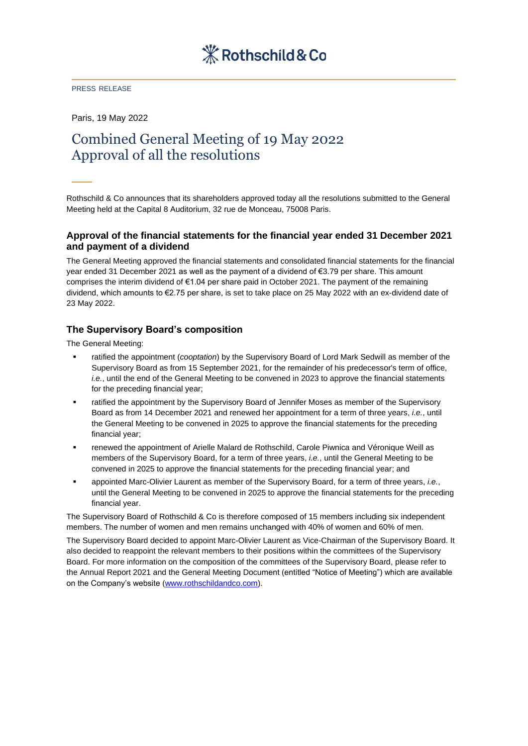# Rothschild & Co

PRESS RELEASE

Paris, 19 May 2022

# Combined General Meeting of 19 May 2022
# Approval of all the resolutions

Rothschild & Co announces that its shareholders approved today all the resolutions submitted to the General Meeting held at the Capital 8 Auditorium, 32 rue de Monceau, 75008 Paris.

## Approval of the financial statements for the financial year ended 31 December 2021 and payment of a dividend

The General Meeting approved the financial statements and consolidated financial statements for the financial year ended 31 December 2021 as well as the payment of a dividend of €3.79 per share. This amount comprises the interim dividend of €1.04 per share paid in October 2021. The payment of the remaining dividend, which amounts to €2.75 per share, is set to take place on 25 May 2022 with an ex-dividend date of 23 May 2022.

## The Supervisory Board's composition

The General Meeting:

- ratified the appointment (*cooptation*) by the Supervisory Board of Lord Mark Sedwill as member of the Supervisory Board as from 15 September 2021, for the remainder of his predecessor's term of office, *i.e.*, until the end of the General Meeting to be convened in 2023 to approve the financial statements for the preceding financial year;
- ratified the appointment by the Supervisory Board of Jennifer Moses as member of the Supervisory Board as from 14 December 2021 and renewed her appointment for a term of three years, *i.e.*, until the General Meeting to be convened in 2025 to approve the financial statements for the preceding financial year;
- renewed the appointment of Arielle Malard de Rothschild, Carole Piwnica and Véronique Weill as members of the Supervisory Board, for a term of three years, *i.e.*, until the General Meeting to be convened in 2025 to approve the financial statements for the preceding financial year; and
- appointed Marc-Olivier Laurent as member of the Supervisory Board, for a term of three years, *i.e.*, until the General Meeting to be convened in 2025 to approve the financial statements for the preceding financial year.

The Supervisory Board of Rothschild & Co is therefore composed of 15 members including six independent members. The number of women and men remains unchanged with 40% of women and 60% of men.

The Supervisory Board decided to appoint Marc-Olivier Laurent as Vice-Chairman of the Supervisory Board. It also decided to reappoint the relevant members to their positions within the committees of the Supervisory Board. For more information on the composition of the committees of the Supervisory Board, please refer to the Annual Report 2021 and the General Meeting Document (entitled "Notice of Meeting") which are available on the Company's website (www.rothschildandco.com).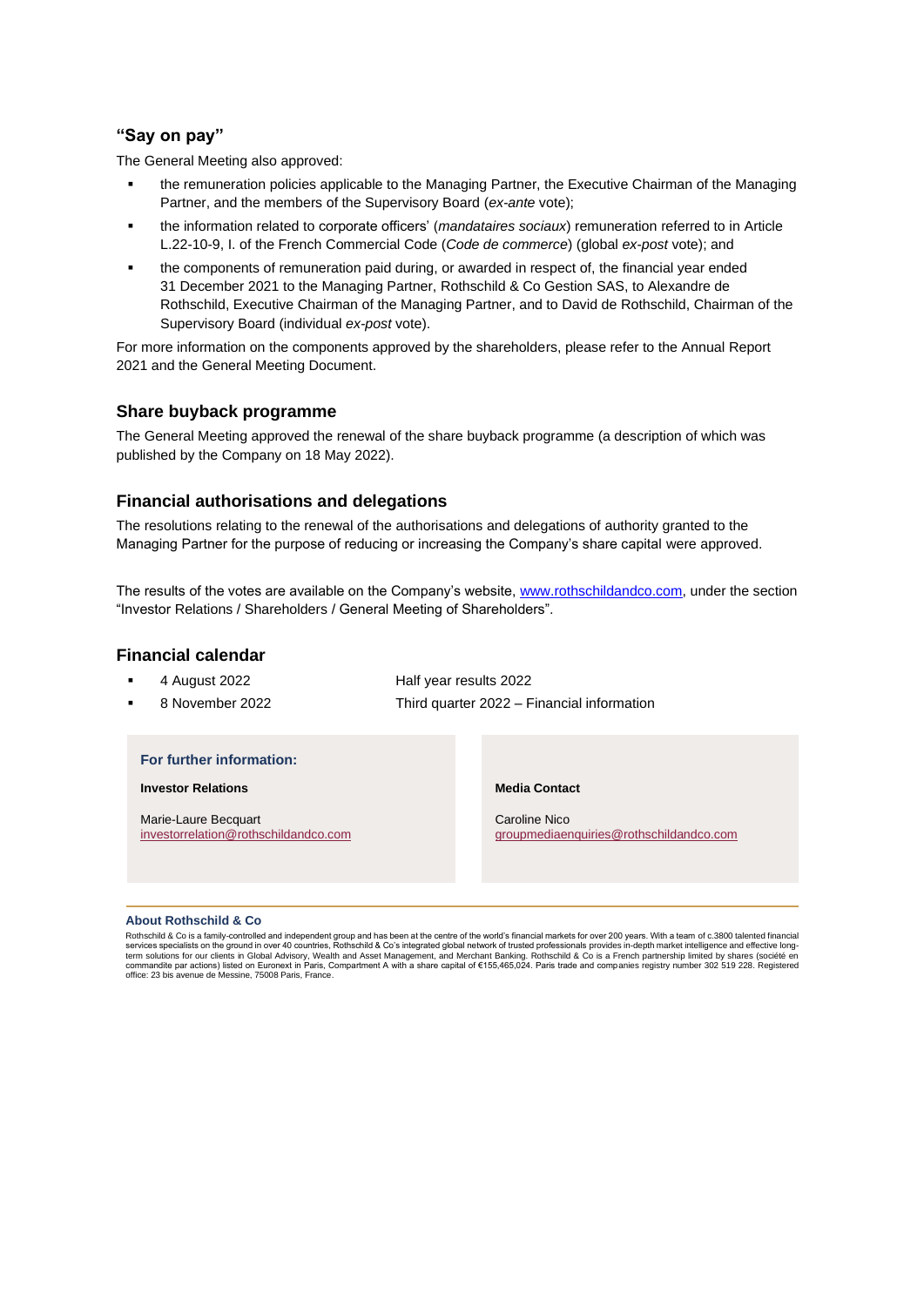## "Say on pay"

The General Meeting also approved:

- the remuneration policies applicable to the Managing Partner, the Executive Chairman of the Managing Partner, and the members of the Supervisory Board (*ex-ante* vote);
- the information related to corporate officers' (*mandataires sociaux*) remuneration referred to in Article L.22-10-9, I. of the French Commercial Code (*Code de commerce*) (global *ex-post* vote); and
- the components of remuneration paid during, or awarded in respect of, the financial year ended 31 December 2021 to the Managing Partner, Rothschild & Co Gestion SAS, to Alexandre de Rothschild, Executive Chairman of the Managing Partner, and to David de Rothschild, Chairman of the Supervisory Board (individual *ex-post* vote).

For more information on the components approved by the shareholders, please refer to the Annual Report 2021 and the General Meeting Document.

## Share buyback programme

The General Meeting approved the renewal of the share buyback programme (a description of which was published by the Company on 18 May 2022).

## Financial authorisations and delegations

The resolutions relating to the renewal of the authorisations and delegations of authority granted to the Managing Partner for the purpose of reducing or increasing the Company's share capital were approved.

The results of the votes are available on the Company's website, www.rothschildandco.com, under the section "Investor Relations / Shareholders / General Meeting of Shareholders".

## Financial calendar

- 4 August 2022 — Half year results 2022
- 8 November 2022 — Third quarter 2022 – Financial information

**For further information:**

**Investor Relations**

Marie-Laure Becquart
investorrelation@rothschildandco.com

**Media Contact**

Caroline Nico
groupmediaenquiries@rothschildandco.com

**About Rothschild & Co**

Rothschild & Co is a family-controlled and independent group and has been at the centre of the world's financial markets for over 200 years. With a team of c.3800 talented financial services specialists on the ground in over 40 countries, Rothschild & Co's integrated global network of trusted professionals provides in-depth market intelligence and effective long-term solutions for our clients in Global Advisory, Wealth and Asset Management, and Merchant Banking. Rothschild & Co is a French partnership limited by shares (société en commandite par actions) listed on Euronext in Paris, Compartment A with a share capital of €155,465,024. Paris trade and companies registry number 302 519 228. Registered office: 23 bis avenue de Messine, 75008 Paris, France.